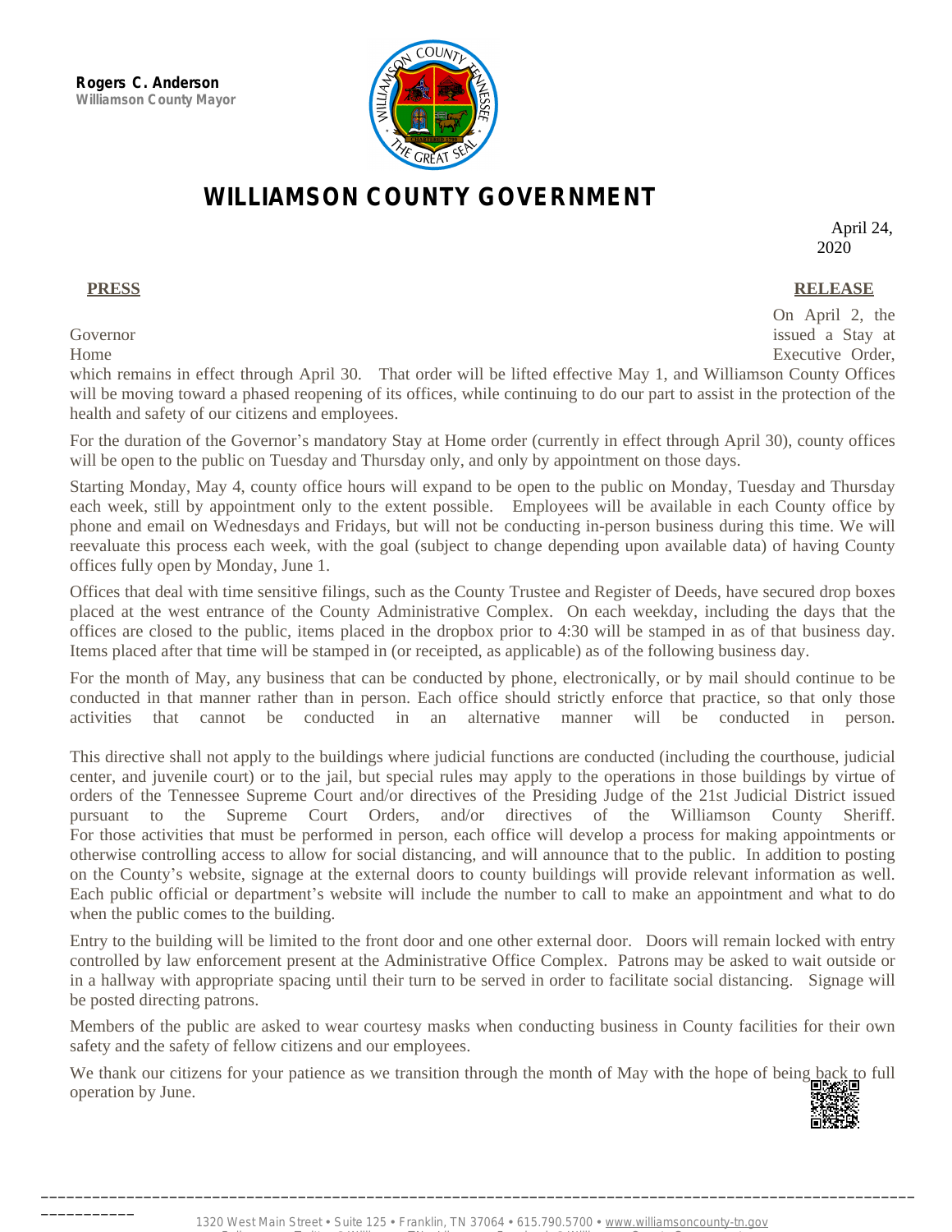**Rogers C. Anderson**
Williamson County Mayor

# WILLIAMSON COUNTY GOVERNMENT

April 24, 2020

**PRESS RELEASE**

On April 2, the Governor issued a Stay at Home Executive Order, which remains in effect through April 30. That order will be lifted effective May 1, and Williamson County Offices will be moving toward a phased reopening of its offices, while continuing to do our part to assist in the protection of the health and safety of our citizens and employees.

For the duration of the Governor's mandatory Stay at Home order (currently in effect through April 30), county offices will be open to the public on Tuesday and Thursday only, and only by appointment on those days.

Starting Monday, May 4, county office hours will expand to be open to the public on Monday, Tuesday and Thursday each week, still by appointment only to the extent possible. Employees will be available in each County office by phone and email on Wednesdays and Fridays, but will not be conducting in-person business during this time. We will reevaluate this process each week, with the goal (subject to change depending upon available data) of having County offices fully open by Monday, June 1.

Offices that deal with time sensitive filings, such as the County Trustee and Register of Deeds, have secured drop boxes placed at the west entrance of the County Administrative Complex. On each weekday, including the days that the offices are closed to the public, items placed in the dropbox prior to 4:30 will be stamped in as of that business day. Items placed after that time will be stamped in (or receipted, as applicable) as of the following business day.

For the month of May, any business that can be conducted by phone, electronically, or by mail should continue to be conducted in that manner rather than in person. Each office should strictly enforce that practice, so that only those activities that cannot be conducted in an alternative manner will be conducted in person.

This directive shall not apply to the buildings where judicial functions are conducted (including the courthouse, judicial center, and juvenile court) or to the jail, but special rules may apply to the operations in those buildings by virtue of orders of the Tennessee Supreme Court and/or directives of the Presiding Judge of the 21st Judicial District issued pursuant to the Supreme Court Orders, and/or directives of the Williamson County Sheriff. For those activities that must be performed in person, each office will develop a process for making appointments or otherwise controlling access to allow for social distancing, and will announce that to the public. In addition to posting on the County's website, signage at the external doors to county buildings will provide relevant information as well. Each public official or department's website will include the number to call to make an appointment and what to do when the public comes to the building.

Entry to the building will be limited to the front door and one other external door. Doors will remain locked with entry controlled by law enforcement present at the Administrative Office Complex. Patrons may be asked to wait outside or in a hallway with appropriate spacing until their turn to be served in order to facilitate social distancing. Signage will be posted directing patrons.

Members of the public are asked to wear courtesy masks when conducting business in County facilities for their own safety and the safety of fellow citizens and our employees.

We thank our citizens for your patience as we transition through the month of May with the hope of being back to full operation by June.

1320 West Main Street • Suite 125 • Franklin, TN 37064 • 615.790.5700 • www.williamsoncounty-tn.gov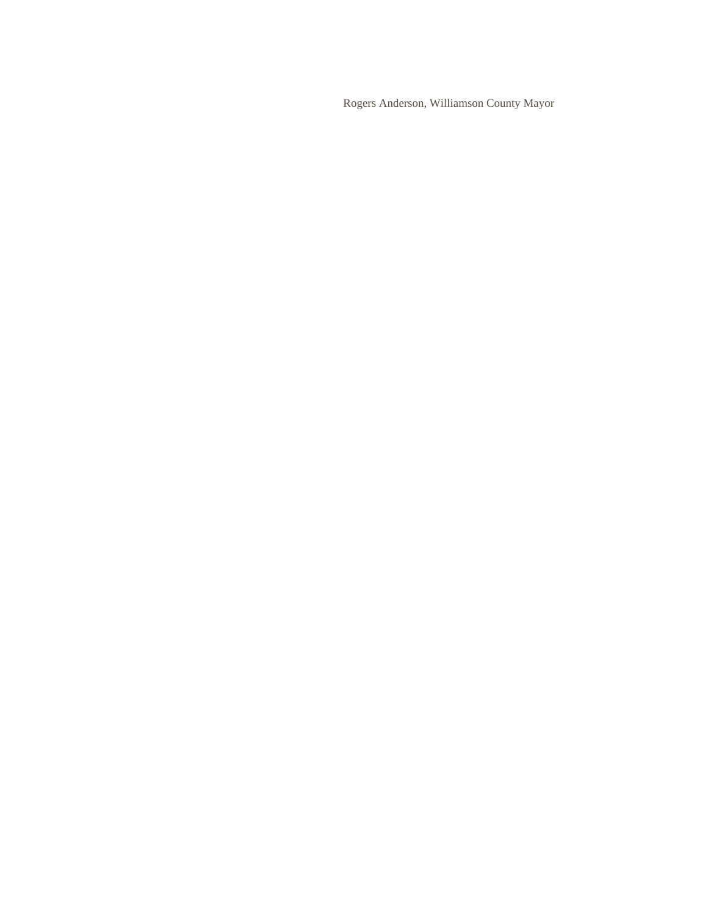Rogers Anderson, Williamson County Mayor